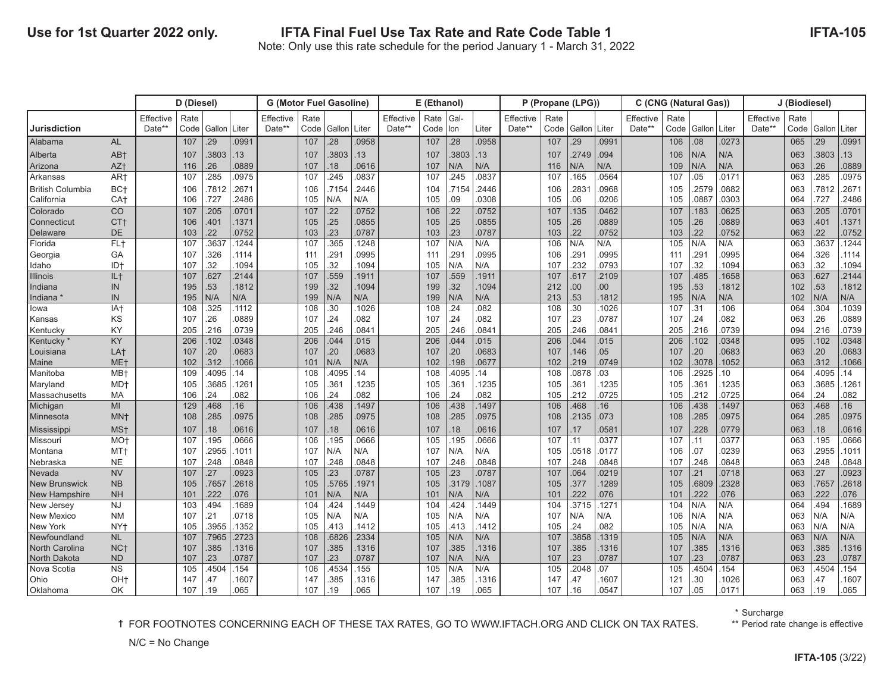**Use for 1st Quarter 2022 only.**

# IFTA Final Fuel Use Tax Rate and Rate Code Table 1

**IFTA-105**

Note: Only use this rate schedule for the period January 1 - March 31, 2022

| | | D (Diesel) | | | | G (Motor Fuel Gasoline) | | | | E (Ethanol) | | | | P (Propane (LPG)) | | | | C (CNG (Natural Gas)) | | | | J (Biodiesel) | | | |
|---|---|---|---|---|---|---|---|---|---|---|---|---|---|---|---|---|---|---|---|---|---|---|---|---|---|
| **Jurisdiction** | | Effective Date** | Rate Code | Gallon | Liter | Effective Date** | Rate Code | Gallon | Liter | Effective Date** | Rate Code | Gallon | Liter | Effective Date** | Rate Code | Gallon | Liter | Effective Date** | Rate Code | Gallon | Liter | Effective Date** | Rate Code | Gallon | Liter |
| Alabama | AL | | 107 | .29 | .0991 | | 107 | .28 | .0958 | | 107 | .28 | .0958 | | 107 | .29 | .0991 | | 106 | .08 | .0273 | | 065 | .29 | .0991 |
| Alberta | AB† | | 107 | .3803 | .13 | | 107 | .3803 | .13 | | 107 | .3803 | .13 | | 107 | .2749 | .094 | | 106 | N/A | N/A | | 063 | .3803 | .13 |
| Arizona | AZ† | | 116 | .26 | .0889 | | 107 | .18 | .0616 | | 107 | N/A | N/A | | 116 | N/A | N/A | | 109 | N/A | N/A | | 063 | .26 | .0889 |
| Arkansas | AR† | | 107 | .285 | .0975 | | 107 | .245 | .0837 | | 107 | .245 | .0837 | | 107 | .165 | .0564 | | 107 | .05 | .0171 | | 063 | .285 | .0975 |
| British Columbia | BC† | | 106 | .7812 | .2671 | | 106 | .7154 | .2446 | | 104 | .7154 | .2446 | | 106 | .2831 | .0968 | | 105 | .2579 | .0882 | | 063 | .7812 | .2671 |
| California | CA† | | 106 | .727 | .2486 | | 105 | N/A | N/A | | 105 | .09 | .0308 | | 105 | .06 | .0206 | | 105 | .0887 | .0303 | | 064 | .727 | .2486 |
| Colorado | CO | | 107 | .205 | .0701 | | 107 | .22 | .0752 | | 106 | .22 | .0752 | | 107 | .135 | .0462 | | 107 | .183 | .0625 | | 063 | .205 | .0701 |
| Connecticut | CT† | | 106 | .401 | .1371 | | 105 | .25 | .0855 | | 105 | .25 | .0855 | | 105 | .26 | .0889 | | 105 | .26 | .0889 | | 063 | .401 | .1371 |
| Delaware | DE | | 103 | .22 | .0752 | | 103 | .23 | .0787 | | 103 | .23 | .0787 | | 103 | .22 | .0752 | | 103 | .22 | .0752 | | 063 | .22 | .0752 |
| Florida | FL† | | 107 | .3637 | .1244 | | 107 | .365 | .1248 | | 107 | N/A | N/A | | 106 | N/A | N/A | | 105 | N/A | N/A | | 063 | .3637 | .1244 |
| Georgia | GA | | 107 | .326 | .1114 | | 111 | .291 | .0995 | | 111 | .291 | .0995 | | 106 | .291 | .0995 | | 111 | .291 | .0995 | | 064 | .326 | .1114 |
| Idaho | ID† | | 107 | .32 | .1094 | | 105 | .32 | .1094 | | 105 | N/A | N/A | | 107 | .232 | .0793 | | 107 | .32 | .1094 | | 063 | .32 | .1094 |
| Illinois | IL† | | 107 | .627 | .2144 | | 107 | .559 | .1911 | | 107 | .559 | .1911 | | 107 | .617 | .2109 | | 107 | .485 | .1658 | | 063 | .627 | .2144 |
| Indiana | IN | | 195 | .53 | .1812 | | 199 | .32 | .1094 | | 199 | .32 | .1094 | | 212 | .00 | .00 | | 195 | .53 | .1812 | | 102 | .53 | .1812 |
| Indiana * | IN | | 195 | N/A | N/A | | 199 | N/A | N/A | | 199 | N/A | N/A | | 213 | .53 | .1812 | | 195 | N/A | N/A | | 102 | N/A | N/A |
| Iowa | IA† | | 108 | .325 | .1112 | | 108 | .30 | .1026 | | 108 | .24 | .082 | | 108 | .30 | .1026 | | 107 | .31 | .106 | | 064 | .304 | .1039 |
| Kansas | KS | | 107 | .26 | .0889 | | 107 | .24 | .082 | | 107 | .24 | .082 | | 107 | .23 | .0787 | | 107 | .24 | .082 | | 063 | .26 | .0889 |
| Kentucky | KY | | 205 | .216 | .0739 | | 205 | .246 | .0841 | | 205 | .246 | .0841 | | 205 | .246 | .0841 | | 205 | .216 | .0739 | | 094 | .216 | .0739 |
| Kentucky * | KY | | 206 | .102 | .0348 | | 206 | .044 | .015 | | 206 | .044 | .015 | | 206 | .044 | .015 | | 206 | .102 | .0348 | | 095 | .102 | .0348 |
| Louisiana | LA† | | 107 | .20 | .0683 | | 107 | .20 | .0683 | | 107 | .20 | .0683 | | 107 | .146 | .05 | | 107 | .20 | .0683 | | 063 | .20 | .0683 |
| Maine | ME† | | 102 | .312 | .1066 | | 101 | N/A | N/A | | 102 | .198 | .0677 | | 102 | .219 | .0749 | | 102 | .3078 | .1052 | | 063 | .312 | .1066 |
| Manitoba | MB† | | 109 | .4095 | .14 | | 108 | .4095 | .14 | | 108 | .4095 | .14 | | 108 | .0878 | .03 | | 106 | .2925 | .10 | | 064 | .4095 | .14 |
| Maryland | MD† | | 105 | .3685 | .1261 | | 105 | .361 | .1235 | | 105 | .361 | .1235 | | 105 | .361 | .1235 | | 105 | .361 | .1235 | | 063 | .3685 | .1261 |
| Massachusetts | MA | | 106 | .24 | .082 | | 106 | .24 | .082 | | 106 | .24 | .082 | | 105 | .212 | .0725 | | 105 | .212 | .0725 | | 064 | .24 | .082 |
| Michigan | MI | | 129 | .468 | .16 | | 106 | .438 | .1497 | | 106 | .438 | .1497 | | 106 | .468 | .16 | | 106 | .438 | .1497 | | 063 | .468 | .16 |
| Minnesota | MN† | | 108 | .285 | .0975 | | 108 | .285 | .0975 | | 108 | .285 | .0975 | | 108 | .2135 | .073 | | 108 | .285 | .0975 | | 064 | .285 | .0975 |
| Mississippi | MS† | | 107 | .18 | .0616 | | 107 | .18 | .0616 | | 107 | .18 | .0616 | | 107 | .17 | .0581 | | 107 | .228 | .0779 | | 063 | .18 | .0616 |
| Missouri | MO† | | 107 | .195 | .0666 | | 106 | .195 | .0666 | | 105 | .195 | .0666 | | 107 | .11 | .0377 | | 107 | .11 | .0377 | | 063 | .195 | .0666 |
| Montana | MT† | | 107 | .2955 | .1011 | | 107 | N/A | N/A | | 107 | N/A | N/A | | 105 | .0518 | .0177 | | 106 | .07 | .0239 | | 063 | .2955 | .1011 |
| Nebraska | NE | | 107 | .248 | .0848 | | 107 | .248 | .0848 | | 107 | .248 | .0848 | | 107 | .248 | .0848 | | 107 | .248 | .0848 | | 063 | .248 | .0848 |
| Nevada | NV | | 107 | .27 | .0923 | | 105 | .23 | .0787 | | 105 | .23 | .0787 | | 107 | .064 | .0219 | | 107 | .21 | .0718 | | 063 | .27 | .0923 |
| New Brunswick | NB | | 105 | .7657 | .2618 | | 105 | .5765 | .1971 | | 105 | .3179 | .1087 | | 105 | .377 | .1289 | | 105 | .6809 | .2328 | | 063 | .7657 | .2618 |
| New Hampshire | NH | | 101 | .222 | .076 | | 101 | N/A | N/A | | 101 | N/A | N/A | | 101 | .222 | .076 | | 101 | .222 | .076 | | 063 | .222 | .076 |
| New Jersey | NJ | | 103 | .494 | .1689 | | 104 | .424 | .1449 | | 104 | .424 | .1449 | | 104 | .3715 | .1271 | | 104 | N/A | N/A | | 064 | .494 | .1689 |
| New Mexico | NM | | 107 | .21 | .0718 | | 105 | N/A | N/A | | 105 | N/A | N/A | | 107 | N/A | N/A | | 106 | N/A | N/A | | 063 | N/A | N/A |
| New York | NY† | | 105 | .3955 | .1352 | | 105 | .413 | .1412 | | 105 | .413 | .1412 | | 105 | .24 | .082 | | 105 | N/A | N/A | | 063 | N/A | N/A |
| Newfoundland | NL | | 107 | .7965 | .2723 | | 108 | .6826 | .2334 | | 105 | N/A | N/A | | 107 | .3858 | .1319 | | 105 | N/A | N/A | | 063 | N/A | N/A |
| North Carolina | NC† | | 107 | .385 | .1316 | | 107 | .385 | .1316 | | 107 | .385 | .1316 | | 107 | .385 | .1316 | | 107 | .385 | .1316 | | 063 | .385 | .1316 |
| North Dakota | ND | | 107 | .23 | .0787 | | 107 | .23 | .0787 | | 107 | N/A | N/A | | 107 | .23 | .0787 | | 107 | .23 | .0787 | | 063 | .23 | .0787 |
| Nova Scotia | NS | | 105 | .4504 | .154 | | 106 | .4534 | .155 | | 105 | N/A | N/A | | 105 | .2048 | .07 | | 105 | .4504 | .154 | | 063 | .4504 | .154 |
| Ohio | OH† | | 147 | .47 | .1607 | | 147 | .385 | .1316 | | 147 | .385 | .1316 | | 147 | .47 | .1607 | | 121 | .30 | .1026 | | 063 | .47 | .1607 |
| Oklahoma | OK | | 107 | .19 | .065 | | 107 | .19 | .065 | | 107 | .19 | .065 | | 107 | .16 | .0547 | | 107 | .05 | .0171 | | 063 | .19 | .065 |

† FOR FOOTNOTES CONCERNING EACH OF THESE TAX RATES, GO TO WWW.IFTACH.ORG AND CLICK ON TAX RATES.

\* Surcharge

** Period rate change is effective

N/C = No Change

**IFTA-105** (3/22)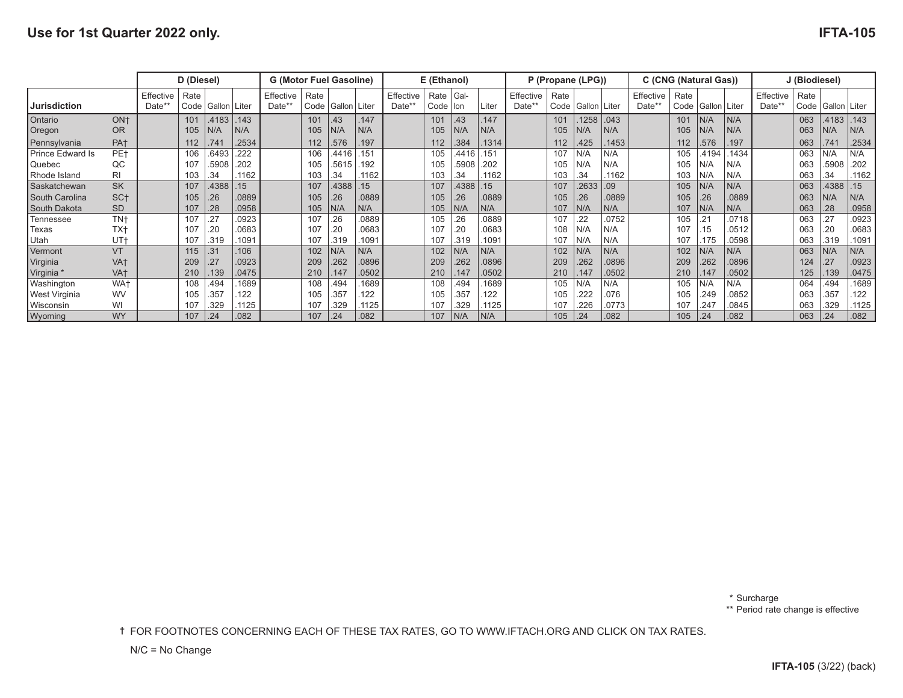**Use for 1st Quarter 2022 only.**

**IFTA-105**

| | | D (Diesel) | | | | G (Motor Fuel Gasoline) | | | | E (Ethanol) | | | | P (Propane (LPG)) | | | | C (CNG (Natural Gas)) | | | | J (Biodiesel) | | | |
|---|---|---|---|---|---|---|---|---|---|---|---|---|---|---|---|---|---|---|---|---|---|---|---|---|---|
| Jurisdiction | | Effective Date** | Rate Code | Gallon | Liter | Effective Date** | Rate Code | Gallon | Liter | Effective Date** | Rate Code | Gallon | Liter | Effective Date** | Rate Code | Gallon | Liter | Effective Date** | Rate Code | Gallon | Liter | Effective Date** | Rate Code | Gallon | Liter |
| Ontario | ON† | | 101 | .4183 | .143 | | 101 | .43 | .147 | | 101 | .43 | .147 | | 101 | .1258 | .043 | | 101 | N/A | N/A | | 063 | .4183 | .143 |
| Oregon | OR | | 105 | N/A | N/A | | 105 | N/A | N/A | | 105 | N/A | N/A | | 105 | N/A | N/A | | 105 | N/A | N/A | | 063 | N/A | N/A |
| Pennsylvania | PA† | | 112 | .741 | .2534 | | 112 | .576 | .197 | | 112 | .384 | .1314 | | 112 | .425 | .1453 | | 112 | .576 | .197 | | 063 | .741 | .2534 |
| Prince Edward Is | PE† | | 106 | .6493 | .222 | | 106 | .4416 | .151 | | 105 | .4416 | .151 | | 107 | N/A | N/A | | 105 | .4194 | .1434 | | 063 | N/A | N/A |
| Quebec | QC | | 107 | .5908 | .202 | | 105 | .5615 | .192 | | 105 | .5908 | .202 | | 105 | N/A | N/A | | 105 | N/A | N/A | | 063 | .5908 | .202 |
| Rhode Island | RI | | 103 | .34 | .1162 | | 103 | .34 | .1162 | | 103 | .34 | .1162 | | 103 | .34 | .1162 | | 103 | N/A | N/A | | 063 | .34 | .1162 |
| Saskatchewan | SK | | 107 | .4388 | .15 | | 107 | .4388 | .15 | | 107 | .4388 | .15 | | 107 | .2633 | .09 | | 105 | N/A | N/A | | 063 | .4388 | .15 |
| South Carolina | SC† | | 105 | .26 | .0889 | | 105 | .26 | .0889 | | 105 | .26 | .0889 | | 105 | .26 | .0889 | | 105 | .26 | .0889 | | 063 | N/A | N/A |
| South Dakota | SD | | 107 | .28 | .0958 | | 105 | N/A | N/A | | 105 | N/A | N/A | | 107 | N/A | N/A | | 107 | N/A | N/A | | 063 | .28 | .0958 |
| Tennessee | TN† | | 107 | .27 | .0923 | | 107 | .26 | .0889 | | 105 | .26 | .0889 | | 107 | .22 | .0752 | | 105 | .21 | .0718 | | 063 | .27 | .0923 |
| Texas | TX† | | 107 | .20 | .0683 | | 107 | .20 | .0683 | | 107 | .20 | .0683 | | 108 | N/A | N/A | | 107 | .15 | .0512 | | 063 | .20 | .0683 |
| Utah | UT† | | 107 | .319 | .1091 | | 107 | .319 | .1091 | | 107 | .319 | .1091 | | 107 | N/A | N/A | | 107 | .175 | .0598 | | 063 | .319 | .1091 |
| Vermont | VT | | 115 | .31 | .106 | | 102 | N/A | N/A | | 102 | N/A | N/A | | 102 | N/A | N/A | | 102 | N/A | N/A | | 063 | N/A | N/A |
| Virginia | VA† | | 209 | .27 | .0923 | | 209 | .262 | .0896 | | 209 | .262 | .0896 | | 209 | .262 | .0896 | | 209 | .262 | .0896 | | 124 | .27 | .0923 |
| Virginia * | VA† | | 210 | .139 | .0475 | | 210 | .147 | .0502 | | 210 | .147 | .0502 | | 210 | .147 | .0502 | | 210 | .147 | .0502 | | 125 | .139 | .0475 |
| Washington | WA† | | 108 | .494 | .1689 | | 108 | .494 | .1689 | | 108 | .494 | .1689 | | 105 | N/A | N/A | | 105 | N/A | N/A | | 064 | .494 | .1689 |
| West Virginia | WV | | 105 | .357 | .122 | | 105 | .357 | .122 | | 105 | .357 | .122 | | 105 | .222 | .076 | | 105 | .249 | .0852 | | 063 | .357 | .122 |
| Wisconsin | WI | | 107 | .329 | .1125 | | 107 | .329 | .1125 | | 107 | .329 | .1125 | | 107 | .226 | .0773 | | 107 | .247 | .0845 | | 063 | .329 | .1125 |
| Wyoming | WY | | 107 | .24 | .082 | | 107 | .24 | .082 | | 107 | N/A | N/A | | 105 | .24 | .082 | | 105 | .24 | .082 | | 063 | .24 | .082 |

\* Surcharge
** Period rate change is effective

† FOR FOOTNOTES CONCERNING EACH OF THESE TAX RATES, GO TO WWW.IFTACH.ORG AND CLICK ON TAX RATES.

N/C = No Change

**IFTA-105** (3/22) (back)